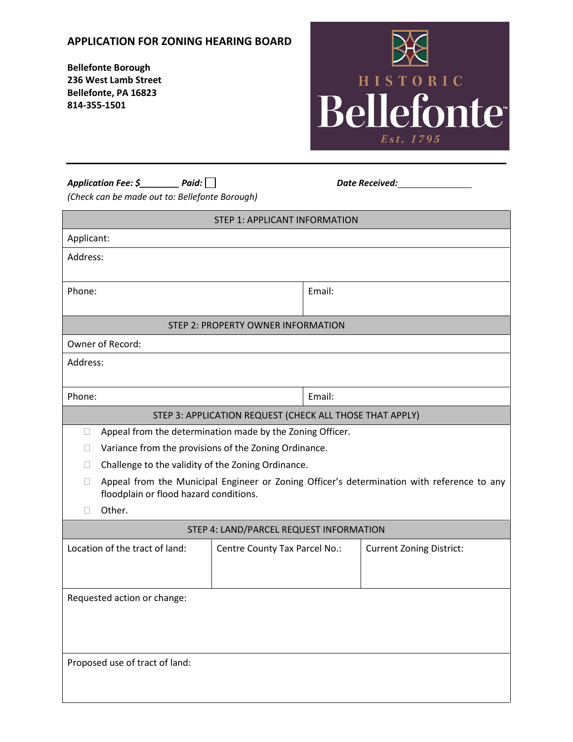# APPLICATION FOR ZONING HEARING BOARD

**Bellefonte Borough**
**236 West Lamb Street**
**Bellefonte, PA 16823**
**814-355-1501**

HISTORIC Bellefonte Est. 1795

***Application Fee: $________ Paid:*** ☐ ***Date Received:*** ________________

*(Check can be made out to: Bellefonte Borough)*

| STEP 1: APPLICANT INFORMATION | |
|---|---|
| Applicant: | |
| Address: | |
| Phone: | Email: |

| STEP 2: PROPERTY OWNER INFORMATION | |
|---|---|
| Owner of Record: | |
| Address: | |
| Phone: | Email: |

**STEP 3: APPLICATION REQUEST (CHECK ALL THOSE THAT APPLY)**

- ☐ Appeal from the determination made by the Zoning Officer.
- ☐ Variance from the provisions of the Zoning Ordinance.
- ☐ Challenge to the validity of the Zoning Ordinance.
- ☐ Appeal from the Municipal Engineer or Zoning Officer's determination with reference to any floodplain or flood hazard conditions.
- ☐ Other.

| STEP 4: LAND/PARCEL REQUEST INFORMATION | | |
|---|---|---|
| Location of the tract of land: | Centre County Tax Parcel No.: | Current Zoning District: |
| Requested action or change: | | |
| Proposed use of tract of land: | | |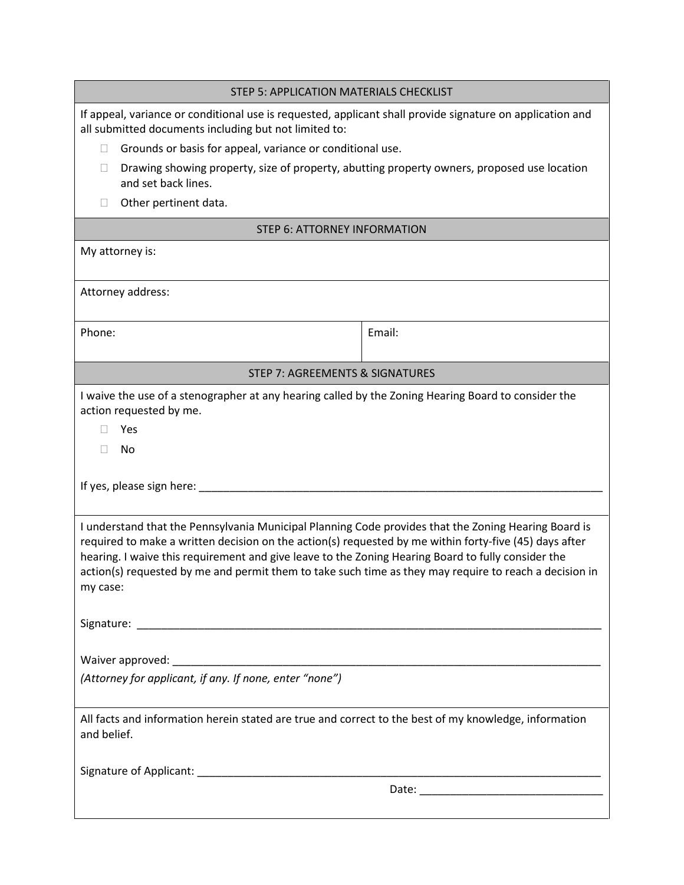## STEP 5: APPLICATION MATERIALS CHECKLIST

If appeal, variance or conditional use is requested, applicant shall provide signature on application and all submitted documents including but not limited to:

- ☐ Grounds or basis for appeal, variance or conditional use.
- ☐ Drawing showing property, size of property, abutting property owners, proposed use location and set back lines.
- ☐ Other pertinent data.

## STEP 6: ATTORNEY INFORMATION

| | |
|---|---|
| My attorney is: | |
| Attorney address: | |
| Phone: | Email: |

## STEP 7: AGREEMENTS & SIGNATURES

I waive the use of a stenographer at any hearing called by the Zoning Hearing Board to consider the action requested by me.

- ☐ Yes
- ☐ No

If yes, please sign here: ______________________________________________________________________

I understand that the Pennsylvania Municipal Planning Code provides that the Zoning Hearing Board is required to make a written decision on the action(s) requested by me within forty-five (45) days after hearing. I waive this requirement and give leave to the Zoning Hearing Board to fully consider the action(s) requested by me and permit them to take such time as they may require to reach a decision in my case:

Signature: ______________________________________________________________________________

Waiver approved: _________________________________________________________________________

*(Attorney for applicant, if any. If none, enter "none")*

All facts and information herein stated are true and correct to the best of my knowledge, information and belief.

Signature of Applicant: ______________________________________________________________________

Date: ______________________________